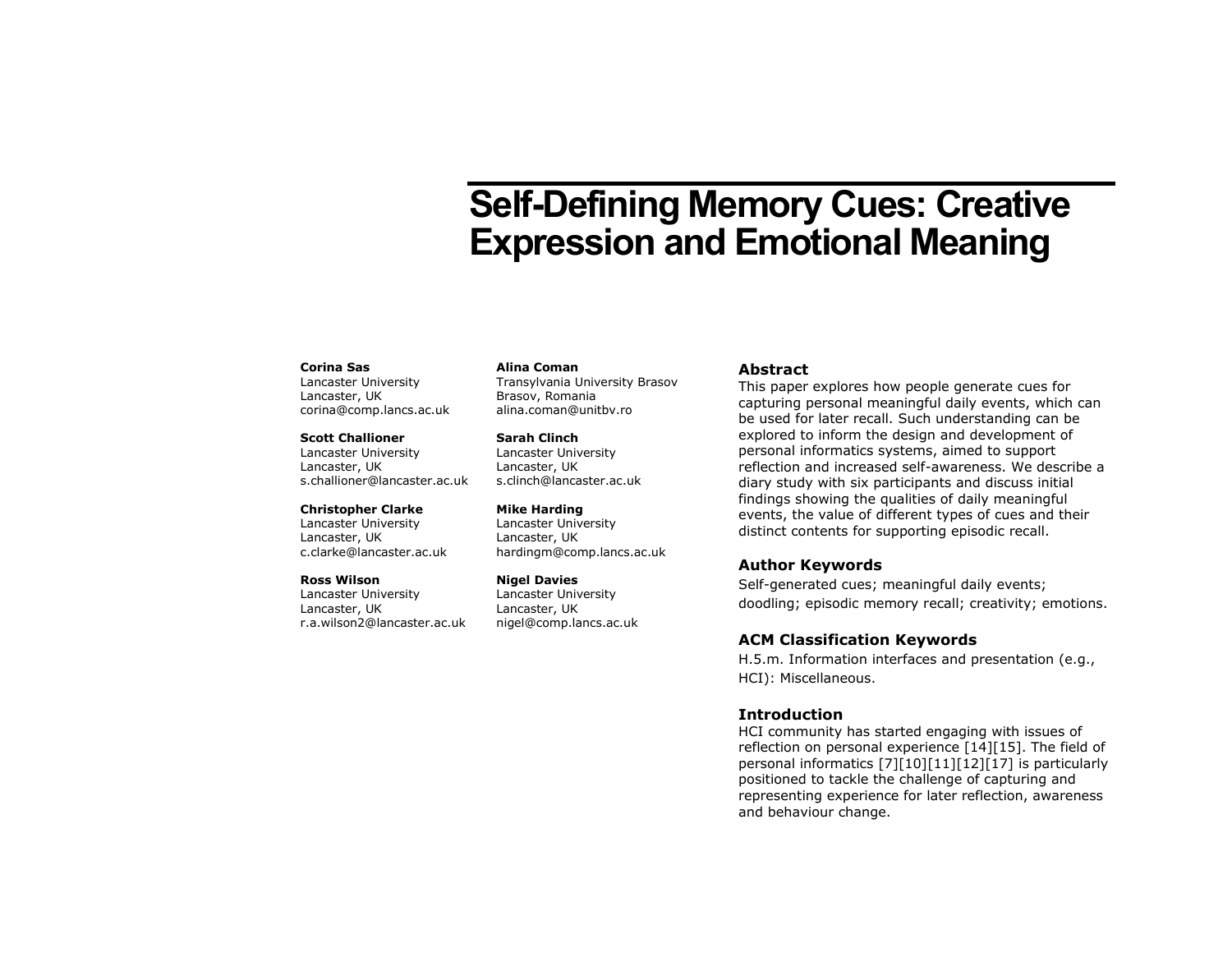# Self-Defining Memory Cues: Creative Expression and Emotional Meaning

**Corina Sas**
Lancaster University
Lancaster, UK
corina@comp.lancs.ac.uk

**Scott Challioner**
Lancaster University
Lancaster, UK
s.challioner@lancaster.ac.uk

**Christopher Clarke**
Lancaster University
Lancaster, UK
c.clarke@lancaster.ac.uk

**Ross Wilson**
Lancaster University
Lancaster, UK
r.a.wilson2@lancaster.ac.uk

**Alina Coman**
Transylvania University Brasov
Brasov, Romania
alina.coman@unitbv.ro

**Sarah Clinch**
Lancaster University
Lancaster, UK
s.clinch@lancaster.ac.uk

**Mike Harding**
Lancaster University
Lancaster, UK
hardingm@comp.lancs.ac.uk

**Nigel Davies**
Lancaster University
Lancaster, UK
nigel@comp.lancs.ac.uk

## Abstract

This paper explores how people generate cues for capturing personal meaningful daily events, which can be used for later recall. Such understanding can be explored to inform the design and development of personal informatics systems, aimed to support reflection and increased self-awareness. We describe a diary study with six participants and discuss initial findings showing the qualities of daily meaningful events, the value of different types of cues and their distinct contents for supporting episodic recall.

## Author Keywords

Self-generated cues; meaningful daily events; doodling; episodic memory recall; creativity; emotions.

## ACM Classification Keywords

H.5.m. Information interfaces and presentation (e.g., HCI): Miscellaneous.

## Introduction

HCI community has started engaging with issues of reflection on personal experience [14][15]. The field of personal informatics [7][10][11][12][17] is particularly positioned to tackle the challenge of capturing and representing experience for later reflection, awareness and behaviour change.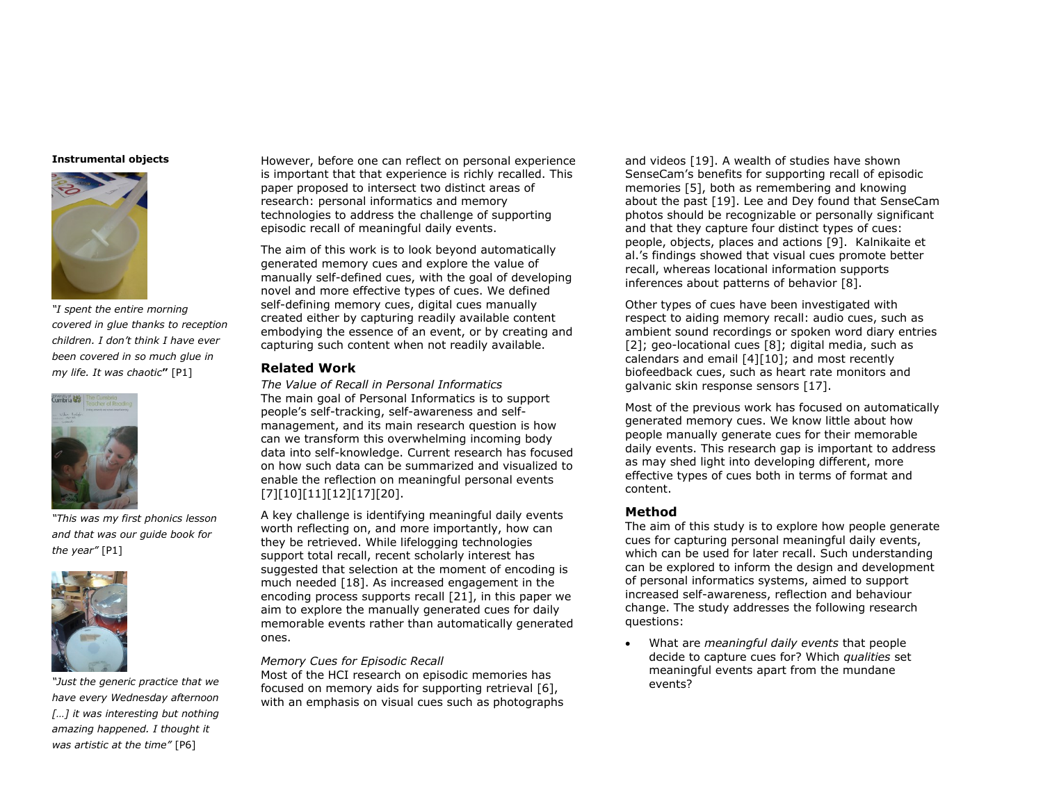**Instrumental objects**

*"I spent the entire morning covered in glue thanks to reception children. I don't think I have ever been covered in so much glue in my life. It was chaotic"* [P1]

*"This was my first phonics lesson and that was our guide book for the year"* [P1]

*"Just the generic practice that we have every Wednesday afternoon […] it was interesting but nothing amazing happened. I thought it was artistic at the time"* [P6]

However, before one can reflect on personal experience is important that that experience is richly recalled. This paper proposed to intersect two distinct areas of research: personal informatics and memory technologies to address the challenge of supporting episodic recall of meaningful daily events.

The aim of this work is to look beyond automatically generated memory cues and explore the value of manually self-defined cues, with the goal of developing novel and more effective types of cues. We defined self-defining memory cues, digital cues manually created either by capturing readily available content embodying the essence of an event, or by creating and capturing such content when not readily available.

## Related Work

*The Value of Recall in Personal Informatics*
The main goal of Personal Informatics is to support people's self-tracking, self-awareness and self-management, and its main research question is how can we transform this overwhelming incoming body data into self-knowledge. Current research has focused on how such data can be summarized and visualized to enable the reflection on meaningful personal events [7][10][11][12][17][20].

A key challenge is identifying meaningful daily events worth reflecting on, and more importantly, how can they be retrieved. While lifelogging technologies support total recall, recent scholarly interest has suggested that selection at the moment of encoding is much needed [18]. As increased engagement in the encoding process supports recall [21], in this paper we aim to explore the manually generated cues for daily memorable events rather than automatically generated ones.

*Memory Cues for Episodic Recall*
Most of the HCI research on episodic memories has focused on memory aids for supporting retrieval [6], with an emphasis on visual cues such as photographs and videos [19]. A wealth of studies have shown SenseCam's benefits for supporting recall of episodic memories [5], both as remembering and knowing about the past [19]. Lee and Dey found that SenseCam photos should be recognizable or personally significant and that they capture four distinct types of cues: people, objects, places and actions [9]. Kalnikaite et al.'s findings showed that visual cues promote better recall, whereas locational information supports inferences about patterns of behavior [8].

Other types of cues have been investigated with respect to aiding memory recall: audio cues, such as ambient sound recordings or spoken word diary entries [2]; geo-locational cues [8]; digital media, such as calendars and email [4][10]; and most recently biofeedback cues, such as heart rate monitors and galvanic skin response sensors [17].

Most of the previous work has focused on automatically generated memory cues. We know little about how people manually generate cues for their memorable daily events. This research gap is important to address as may shed light into developing different, more effective types of cues both in terms of format and content.

## Method

The aim of this study is to explore how people generate cues for capturing personal meaningful daily events, which can be used for later recall. Such understanding can be explored to inform the design and development of personal informatics systems, aimed to support increased self-awareness, reflection and behaviour change. The study addresses the following research questions:

- What are *meaningful daily events* that people decide to capture cues for? Which *qualities* set meaningful events apart from the mundane events?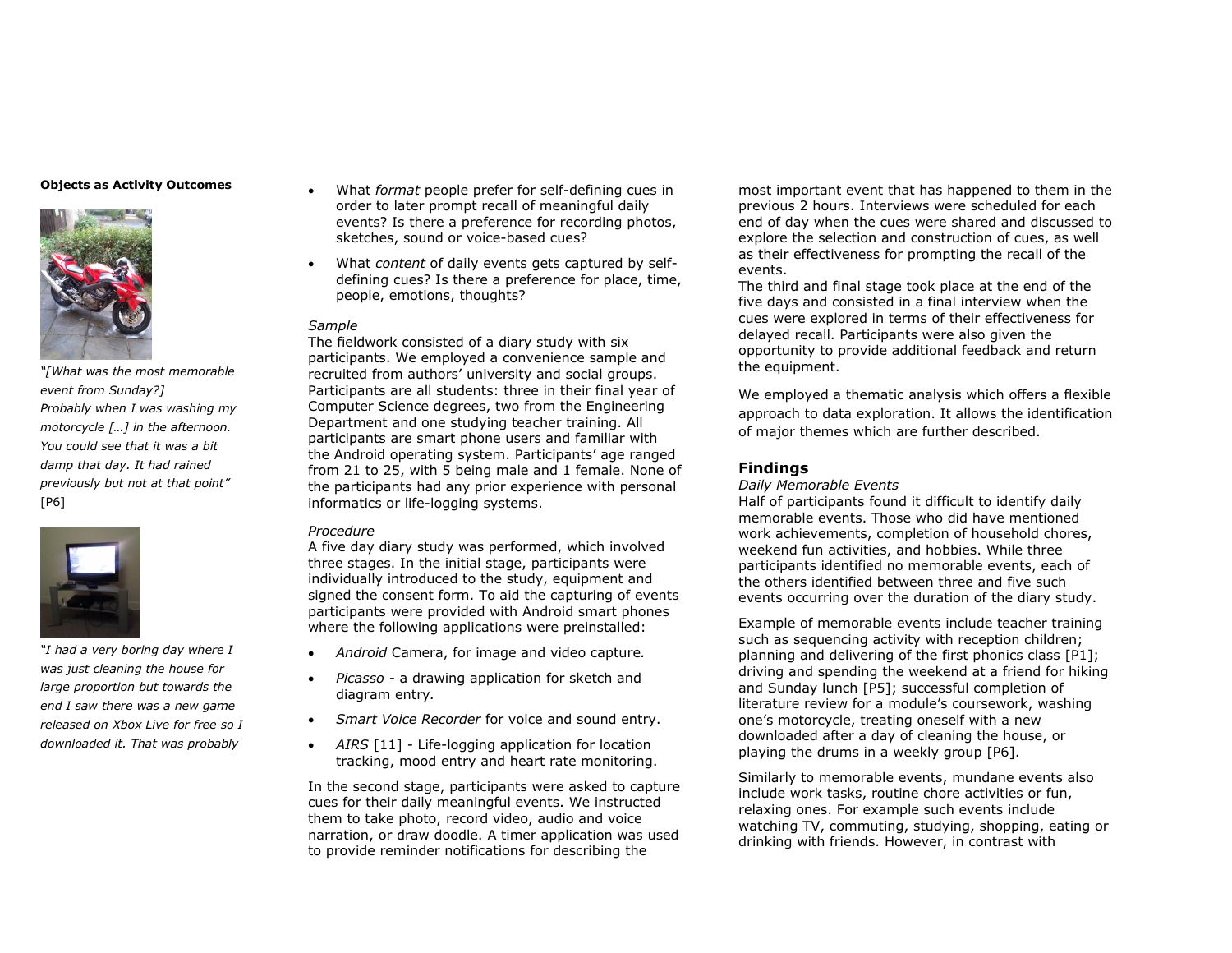**Objects as Activity Outcomes**

*"[What was the most memorable event from Sunday?] Probably when I was washing my motorcycle […] in the afternoon. You could see that it was a bit damp that day. It had rained previously but not at that point"* [P6]

*"I had a very boring day where I was just cleaning the house for large proportion but towards the end I saw there was a new game released on Xbox Live for free so I downloaded it. That was probably*

- What *format* people prefer for self-defining cues in order to later prompt recall of meaningful daily events? Is there a preference for recording photos, sketches, sound or voice-based cues?
- What *content* of daily events gets captured by self-defining cues? Is there a preference for place, time, people, emotions, thoughts?

*Sample*

The fieldwork consisted of a diary study with six participants. We employed a convenience sample and recruited from authors' university and social groups. Participants are all students: three in their final year of Computer Science degrees, two from the Engineering Department and one studying teacher training. All participants are smart phone users and familiar with the Android operating system. Participants' age ranged from 21 to 25, with 5 being male and 1 female. None of the participants had any prior experience with personal informatics or life-logging systems.

*Procedure*

A five day diary study was performed, which involved three stages. In the initial stage, participants were individually introduced to the study, equipment and signed the consent form. To aid the capturing of events participants were provided with Android smart phones where the following applications were preinstalled:

- *Android* Camera, for image and video capture.
- *Picasso* - a drawing application for sketch and diagram entry.
- *Smart Voice Recorder* for voice and sound entry.
- *AIRS* [11] - Life-logging application for location tracking, mood entry and heart rate monitoring.

In the second stage, participants were asked to capture cues for their daily meaningful events. We instructed them to take photo, record video, audio and voice narration, or draw doodle. A timer application was used to provide reminder notifications for describing the most important event that has happened to them in the previous 2 hours. Interviews were scheduled for each end of day when the cues were shared and discussed to explore the selection and construction of cues, as well as their effectiveness for prompting the recall of the events.

The third and final stage took place at the end of the five days and consisted in a final interview when the cues were explored in terms of their effectiveness for delayed recall. Participants were also given the opportunity to provide additional feedback and return the equipment.

We employed a thematic analysis which offers a flexible approach to data exploration. It allows the identification of major themes which are further described.

## Findings

*Daily Memorable Events*

Half of participants found it difficult to identify daily memorable events. Those who did have mentioned work achievements, completion of household chores, weekend fun activities, and hobbies. While three participants identified no memorable events, each of the others identified between three and five such events occurring over the duration of the diary study.

Example of memorable events include teacher training such as sequencing activity with reception children; planning and delivering of the first phonics class [P1]; driving and spending the weekend at a friend for hiking and Sunday lunch [P5]; successful completion of literature review for a module's coursework, washing one's motorcycle, treating oneself with a new downloaded after a day of cleaning the house, or playing the drums in a weekly group [P6].

Similarly to memorable events, mundane events also include work tasks, routine chore activities or fun, relaxing ones. For example such events include watching TV, commuting, studying, shopping, eating or drinking with friends. However, in contrast with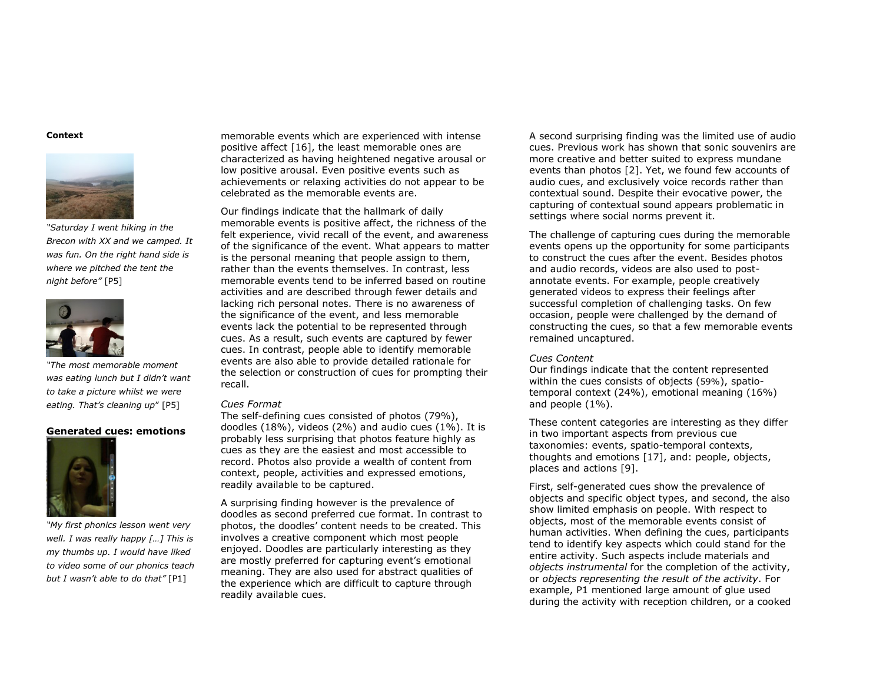**Context**

*"Saturday I went hiking in the Brecon with XX and we camped. It was fun. On the right hand side is where we pitched the tent the night before"* [P5]

*"The most memorable moment was eating lunch but I didn't want to take a picture whilst we were eating. That's cleaning up"* [P5]

**Generated cues: emotions**

*"My first phonics lesson went very well. I was really happy […] This is my thumbs up. I would have liked to video some of our phonics teach but I wasn't able to do that"* [P1]

memorable events which are experienced with intense positive affect [16], the least memorable ones are characterized as having heightened negative arousal or low positive arousal. Even positive events such as achievements or relaxing activities do not appear to be celebrated as the memorable events are.

Our findings indicate that the hallmark of daily memorable events is positive affect, the richness of the felt experience, vivid recall of the event, and awareness of the significance of the event. What appears to matter is the personal meaning that people assign to them, rather than the events themselves. In contrast, less memorable events tend to be inferred based on routine activities and are described through fewer details and lacking rich personal notes. There is no awareness of the significance of the event, and less memorable events lack the potential to be represented through cues. As a result, such events are captured by fewer cues. In contrast, people able to identify memorable events are also able to provide detailed rationale for the selection or construction of cues for prompting their recall.

*Cues Format*

The self-defining cues consisted of photos (79%), doodles (18%), videos (2%) and audio cues (1%). It is probably less surprising that photos feature highly as cues as they are the easiest and most accessible to record. Photos also provide a wealth of content from context, people, activities and expressed emotions, readily available to be captured.

A surprising finding however is the prevalence of doodles as second preferred cue format. In contrast to photos, the doodles' content needs to be created. This involves a creative component which most people enjoyed. Doodles are particularly interesting as they are mostly preferred for capturing event's emotional meaning. They are also used for abstract qualities of the experience which are difficult to capture through readily available cues.

A second surprising finding was the limited use of audio cues. Previous work has shown that sonic souvenirs are more creative and better suited to express mundane events than photos [2]. Yet, we found few accounts of audio cues, and exclusively voice records rather than contextual sound. Despite their evocative power, the capturing of contextual sound appears problematic in settings where social norms prevent it.

The challenge of capturing cues during the memorable events opens up the opportunity for some participants to construct the cues after the event. Besides photos and audio records, videos are also used to post-annotate events. For example, people creatively generated videos to express their feelings after successful completion of challenging tasks. On few occasion, people were challenged by the demand of constructing the cues, so that a few memorable events remained uncaptured.

*Cues Content*

Our findings indicate that the content represented within the cues consists of objects (59%), spatio-temporal context (24%), emotional meaning (16%) and people (1%).

These content categories are interesting as they differ in two important aspects from previous cue taxonomies: events, spatio-temporal contexts, thoughts and emotions [17], and: people, objects, places and actions [9].

First, self-generated cues show the prevalence of objects and specific object types, and second, the also show limited emphasis on people. With respect to objects, most of the memorable events consist of human activities. When defining the cues, participants tend to identify key aspects which could stand for the entire activity. Such aspects include materials and *objects instrumental* for the completion of the activity, or *objects representing the result of the activity*. For example, P1 mentioned large amount of glue used during the activity with reception children, or a cooked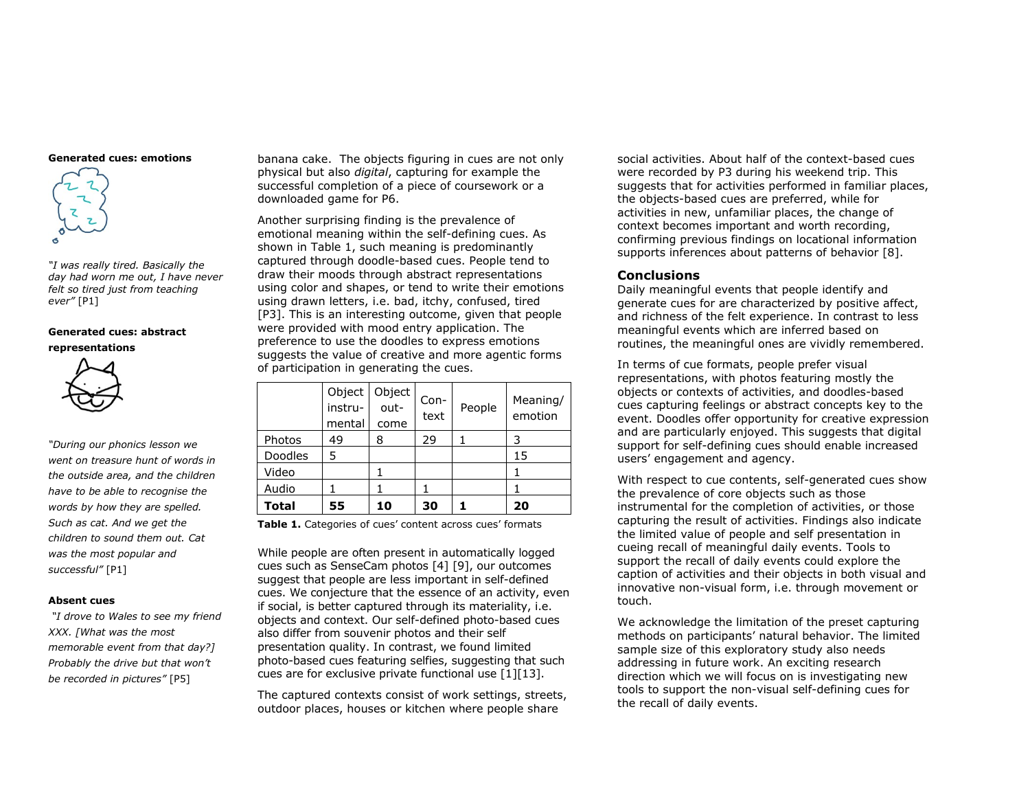**Generated cues: emotions**

*"I was really tired. Basically the day had worn me out, I have never felt so tired just from teaching ever"* [P1]

**Generated cues: abstract representations**

*"During our phonics lesson we went on treasure hunt of words in the outside area, and the children have to be able to recognise the words by how they are spelled. Such as cat. And we get the children to sound them out. Cat was the most popular and successful"* [P1]

**Absent cues**

*"I drove to Wales to see my friend XXX. [What was the most memorable event from that day?] Probably the drive but that won't be recorded in pictures"* [P5]

banana cake. The objects figuring in cues are not only physical but also *digital*, capturing for example the successful completion of a piece of coursework or a downloaded game for P6.

Another surprising finding is the prevalence of emotional meaning within the self-defining cues. As shown in Table 1, such meaning is predominantly captured through doodle-based cues. People tend to draw their moods through abstract representations using color and shapes, or tend to write their emotions using drawn letters, i.e. bad, itchy, confused, tired [P3]. This is an interesting outcome, given that people were provided with mood entry application. The preference to use the doodles to express emotions suggests the value of creative and more agentic forms of participation in generating the cues.

| | Object instru-mental | Object out-come | Con-text | People | Meaning/ emotion |
|---|---|---|---|---|---|
| Photos | 49 | 8 | 29 | 1 | 3 |
| Doodles | 5 | | | | 15 |
| Video | | 1 | | | 1 |
| Audio | 1 | 1 | 1 | | 1 |
| **Total** | **55** | **10** | **30** | **1** | **20** |

**Table 1.** Categories of cues' content across cues' formats

While people are often present in automatically logged cues such as SenseCam photos [4] [9], our outcomes suggest that people are less important in self-defined cues. We conjecture that the essence of an activity, even if social, is better captured through its materiality, i.e. objects and context. Our self-defined photo-based cues also differ from souvenir photos and their self presentation quality. In contrast, we found limited photo-based cues featuring selfies, suggesting that such cues are for exclusive private functional use [1][13].

The captured contexts consist of work settings, streets, outdoor places, houses or kitchen where people share social activities. About half of the context-based cues were recorded by P3 during his weekend trip. This suggests that for activities performed in familiar places, the objects-based cues are preferred, while for activities in new, unfamiliar places, the change of context becomes important and worth recording, confirming previous findings on locational information supports inferences about patterns of behavior [8].

## Conclusions

Daily meaningful events that people identify and generate cues for are characterized by positive affect, and richness of the felt experience. In contrast to less meaningful events which are inferred based on routines, the meaningful ones are vividly remembered.

In terms of cue formats, people prefer visual representations, with photos featuring mostly the objects or contexts of activities, and doodles-based cues capturing feelings or abstract concepts key to the event. Doodles offer opportunity for creative expression and are particularly enjoyed. This suggests that digital support for self-defining cues should enable increased users' engagement and agency.

With respect to cue contents, self-generated cues show the prevalence of core objects such as those instrumental for the completion of activities, or those capturing the result of activities. Findings also indicate the limited value of people and self presentation in cueing recall of meaningful daily events. Tools to support the recall of daily events could explore the caption of activities and their objects in both visual and innovative non-visual form, i.e. through movement or touch.

We acknowledge the limitation of the preset capturing methods on participants' natural behavior. The limited sample size of this exploratory study also needs addressing in future work. An exciting research direction which we will focus on is investigating new tools to support the non-visual self-defining cues for the recall of daily events.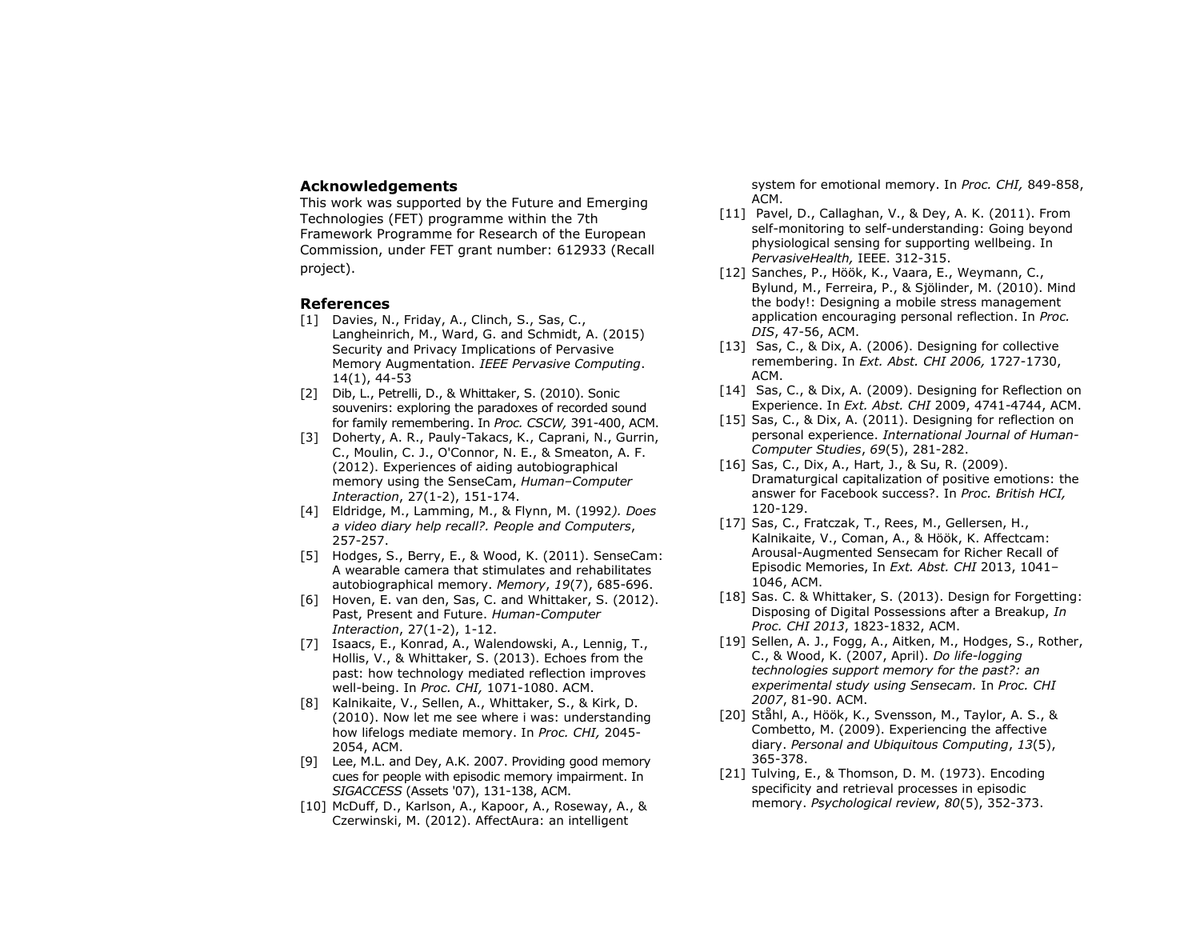## Acknowledgements

This work was supported by the Future and Emerging Technologies (FET) programme within the 7th Framework Programme for Research of the European Commission, under FET grant number: 612933 (Recall project).

## References

[1] Davies, N., Friday, A., Clinch, S., Sas, C., Langheinrich, M., Ward, G. and Schmidt, A. (2015) Security and Privacy Implications of Pervasive Memory Augmentation. *IEEE Pervasive Computing*. 14(1), 44-53

[2] Dib, L., Petrelli, D., & Whittaker, S. (2010). Sonic souvenirs: exploring the paradoxes of recorded sound for family remembering. In *Proc. CSCW,* 391-400, ACM.

[3] Doherty, A. R., Pauly-Takacs, K., Caprani, N., Gurrin, C., Moulin, C. J., O'Connor, N. E., & Smeaton, A. F. (2012). Experiences of aiding autobiographical memory using the SenseCam, *Human–Computer Interaction*, 27(1-2), 151-174.

[4] Eldridge, M., Lamming, M., & Flynn, M. (1992*). Does a video diary help recall?. People and Computers*, 257-257.

[5] Hodges, S., Berry, E., & Wood, K. (2011). SenseCam: A wearable camera that stimulates and rehabilitates autobiographical memory. *Memory*, *19*(7), 685-696.

[6] Hoven, E. van den, Sas, C. and Whittaker, S. (2012). Past, Present and Future. *Human-Computer Interaction*, 27(1-2), 1-12.

[7] Isaacs, E., Konrad, A., Walendowski, A., Lennig, T., Hollis, V., & Whittaker, S. (2013). Echoes from the past: how technology mediated reflection improves well-being. In *Proc. CHI,* 1071-1080. ACM.

[8] Kalnikaite, V., Sellen, A., Whittaker, S., & Kirk, D. (2010). Now let me see where i was: understanding how lifelogs mediate memory. In *Proc. CHI,* 2045-2054, ACM.

[9] Lee, M.L. and Dey, A.K. 2007. Providing good memory cues for people with episodic memory impairment. In *SIGACCESS* (Assets '07), 131-138, ACM.

[10] McDuff, D., Karlson, A., Kapoor, A., Roseway, A., & Czerwinski, M. (2012). AffectAura: an intelligent system for emotional memory. In *Proc. CHI,* 849-858, ACM.

[11] Pavel, D., Callaghan, V., & Dey, A. K. (2011). From self-monitoring to self-understanding: Going beyond physiological sensing for supporting wellbeing. In *PervasiveHealth,* IEEE. 312-315.

[12] Sanches, P., Höök, K., Vaara, E., Weymann, C., Bylund, M., Ferreira, P., & Sjölinder, M. (2010). Mind the body!: Designing a mobile stress management application encouraging personal reflection. In *Proc. DIS*, 47-56, ACM.

[13] Sas, C., & Dix, A. (2006). Designing for collective remembering. In *Ext. Abst. CHI 2006,* 1727-1730, ACM.

[14] Sas, C., & Dix, A. (2009). Designing for Reflection on Experience. In *Ext. Abst. CHI* 2009, 4741-4744, ACM.

[15] Sas, C., & Dix, A. (2011). Designing for reflection on personal experience. *International Journal of Human-Computer Studies*, *69*(5), 281-282.

[16] Sas, C., Dix, A., Hart, J., & Su, R. (2009). Dramaturgical capitalization of positive emotions: the answer for Facebook success?. In *Proc. British HCI,* 120-129.

[17] Sas, C., Fratczak, T., Rees, M., Gellersen, H., Kalnikaite, V., Coman, A., & Höök, K. Affectcam: Arousal-Augmented Sensecam for Richer Recall of Episodic Memories, In *Ext. Abst. CHI* 2013, 1041–1046, ACM.

[18] Sas. C. & Whittaker, S. (2013). Design for Forgetting: Disposing of Digital Possessions after a Breakup, *In Proc. CHI 2013*, 1823-1832, ACM.

[19] Sellen, A. J., Fogg, A., Aitken, M., Hodges, S., Rother, C., & Wood, K. (2007, April). *Do life-logging technologies support memory for the past?: an experimental study using Sensecam.* In *Proc. CHI 2007*, 81-90. ACM.

[20] Ståhl, A., Höök, K., Svensson, M., Taylor, A. S., & Combetto, M. (2009). Experiencing the affective diary. *Personal and Ubiquitous Computing*, *13*(5), 365-378.

[21] Tulving, E., & Thomson, D. M. (1973). Encoding specificity and retrieval processes in episodic memory. *Psychological review*, *80*(5), 352-373.